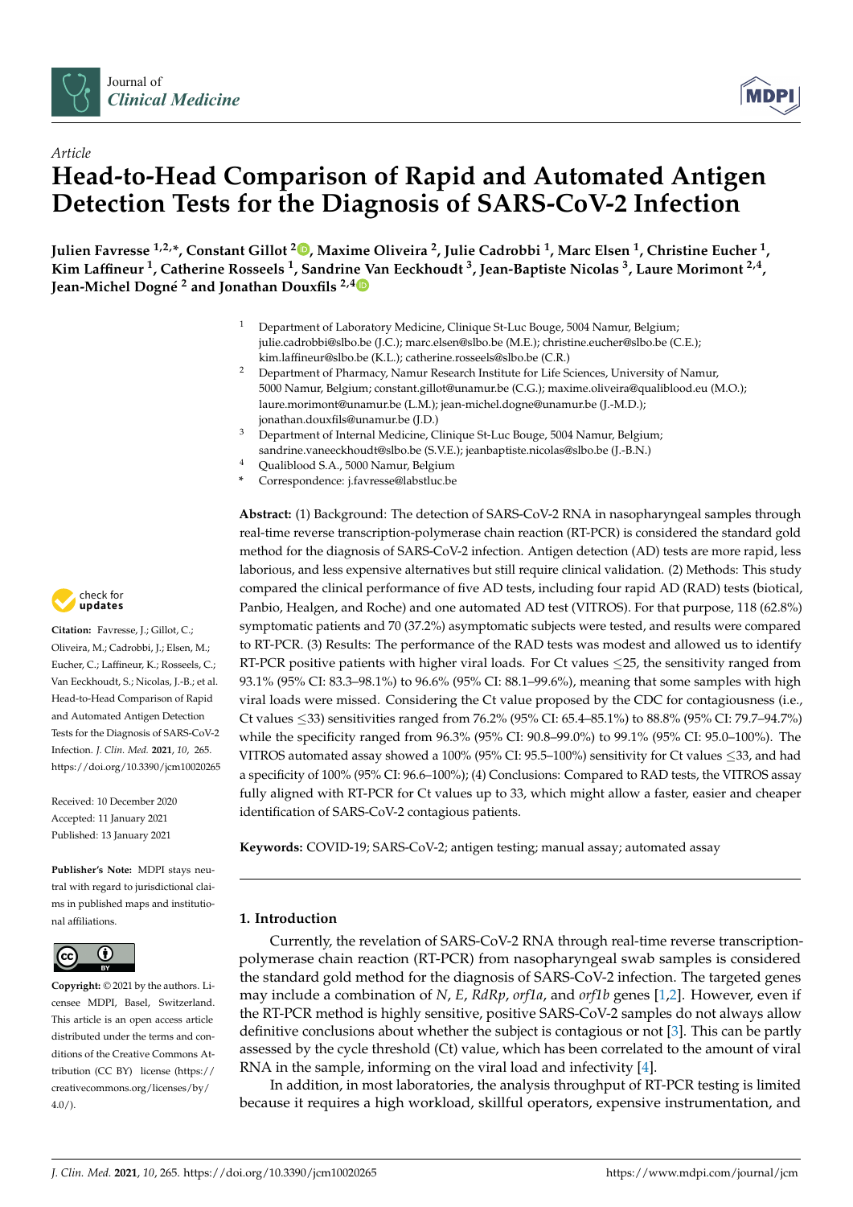Article

# Head-to-Head Comparison of Rapid and Automated Antigen Detection Tests for the Diagnosis of SARS-CoV-2 Infection

**Julien Favresse [1,2,*], Constant Gillot [2], Maxime Oliveira [2], Julie Cadrobbi [1], Marc Elsen [1], Christine Eucher [1], Kim Laffineur [1], Catherine Rosseels [1], Sandrine Van Eeckhoudt [3], Jean-Baptiste Nicolas [3], Laure Morimont [2,4], Jean-Michel Dogné [2] and Jonathan Douxfils [2,4]**

[1] Department of Laboratory Medicine, Clinique St-Luc Bouge, 5004 Namur, Belgium; julie.cadrobbi@slbo.be (J.C.); marc.elsen@slbo.be (M.E.); christine.eucher@slbo.be (C.E.); kim.laffineur@slbo.be (K.L.); catherine.rosseels@slbo.be (C.R.)

[2] Department of Pharmacy, Namur Research Institute for Life Sciences, University of Namur, 5000 Namur, Belgium; constant.gillot@unamur.be (C.G.); maxime.oliveira@qualiblood.eu (M.O.); laure.morimont@unamur.be (L.M.); jean-michel.dogne@unamur.be (J.-M.D.); jonathan.douxfils@unamur.be (J.D.)

[3] Department of Internal Medicine, Clinique St-Luc Bouge, 5004 Namur, Belgium; sandrine.vaneeckhoudt@slbo.be (S.V.E.); jeanbaptiste.nicolas@slbo.be (J.-B.N.)

[4] Qualiblood S.A., 5000 Namur, Belgium

\* Correspondence: j.favresse@labstluc.be

**Citation:** Favresse, J.; Gillot, C.; Oliveira, M.; Cadrobbi, J.; Elsen, M.; Eucher, C.; Laffineur, K.; Rosseels, C.; Van Eeckhoudt, S.; Nicolas, J.-B.; et al. Head-to-Head Comparison of Rapid and Automated Antigen Detection Tests for the Diagnosis of SARS-CoV-2 Infection. *J. Clin. Med.* **2021**, *10*, 265. https://doi.org/10.3390/jcm10020265

Received: 10 December 2020
Accepted: 11 January 2021
Published: 13 January 2021

**Publisher's Note:** MDPI stays neutral with regard to jurisdictional claims in published maps and institutional affiliations.

**Copyright:** © 2021 by the authors. Licensee MDPI, Basel, Switzerland. This article is an open access article distributed under the terms and conditions of the Creative Commons Attribution (CC BY) license (https://creativecommons.org/licenses/by/4.0/).

**Abstract:** (1) Background: The detection of SARS-CoV-2 RNA in nasopharyngeal samples through real-time reverse transcription-polymerase chain reaction (RT-PCR) is considered the standard gold method for the diagnosis of SARS-CoV-2 infection. Antigen detection (AD) tests are more rapid, less laborious, and less expensive alternatives but still require clinical validation. (2) Methods: This study compared the clinical performance of five AD tests, including four rapid AD (RAD) tests (biotical, Panbio, Healgen, and Roche) and one automated AD test (VITROS). For that purpose, 118 (62.8%) symptomatic patients and 70 (37.2%) asymptomatic subjects were tested, and results were compared to RT-PCR. (3) Results: The performance of the RAD tests was modest and allowed us to identify RT-PCR positive patients with higher viral loads. For Ct values ≤25, the sensitivity ranged from 93.1% (95% CI: 83.3–98.1%) to 96.6% (95% CI: 88.1–99.6%), meaning that some samples with high viral loads were missed. Considering the Ct value proposed by the CDC for contagiousness (i.e., Ct values ≤33) sensitivities ranged from 76.2% (95% CI: 65.4–85.1%) to 88.8% (95% CI: 79.7–94.7%) while the specificity ranged from 96.3% (95% CI: 90.8–99.0%) to 99.1% (95% CI: 95.0–100%). The VITROS automated assay showed a 100% (95% CI: 95.5–100%) sensitivity for Ct values ≤33, and had a specificity of 100% (95% CI: 96.6–100%); (4) Conclusions: Compared to RAD tests, the VITROS assay fully aligned with RT-PCR for Ct values up to 33, which might allow a faster, easier and cheaper identification of SARS-CoV-2 contagious patients.

**Keywords:** COVID-19; SARS-CoV-2; antigen testing; manual assay; automated assay

## 1. Introduction

Currently, the revelation of SARS-CoV-2 RNA through real-time reverse transcription-polymerase chain reaction (RT-PCR) from nasopharyngeal swab samples is considered the standard gold method for the diagnosis of SARS-CoV-2 infection. The targeted genes may include a combination of *N*, *E*, *RdRp*, *orf1a*, and *orf1b* genes [1,2]. However, even if the RT-PCR method is highly sensitive, positive SARS-CoV-2 samples do not always allow definitive conclusions about whether the subject is contagious or not [3]. This can be partly assessed by the cycle threshold (Ct) value, which has been correlated to the amount of viral RNA in the sample, informing on the viral load and infectivity [4].

In addition, in most laboratories, the analysis throughput of RT-PCR testing is limited because it requires a high workload, skillful operators, expensive instrumentation, and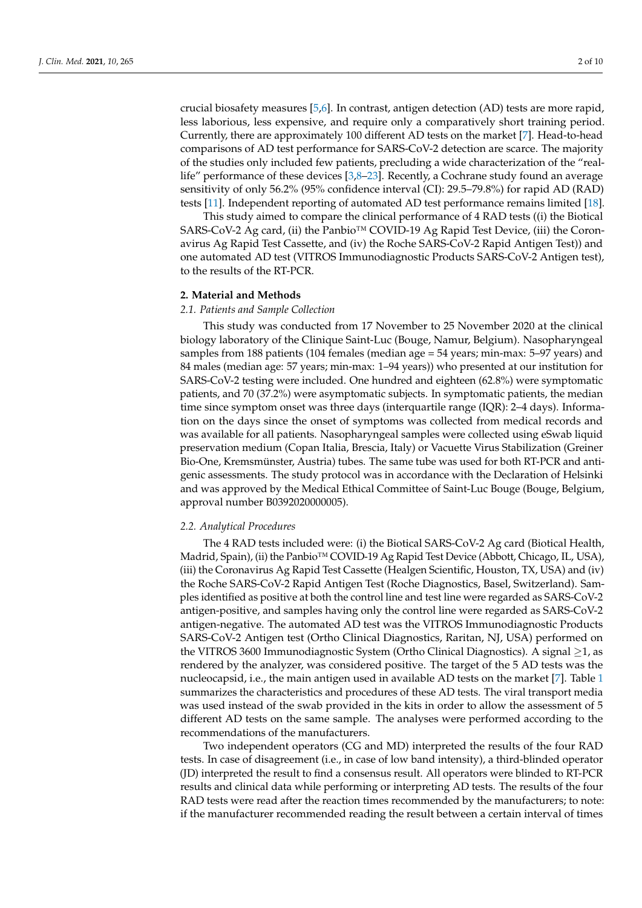crucial biosafety measures [5,6]. In contrast, antigen detection (AD) tests are more rapid, less laborious, less expensive, and require only a comparatively short training period. Currently, there are approximately 100 different AD tests on the market [7]. Head-to-head comparisons of AD test performance for SARS-CoV-2 detection are scarce. The majority of the studies only included few patients, precluding a wide characterization of the "real-life" performance of these devices [3,8–23]. Recently, a Cochrane study found an average sensitivity of only 56.2% (95% confidence interval (CI): 29.5–79.8%) for rapid AD (RAD) tests [11]. Independent reporting of automated AD test performance remains limited [18].

This study aimed to compare the clinical performance of 4 RAD tests ((i) the Biotical SARS-CoV-2 Ag card, (ii) the Panbio™ COVID-19 Ag Rapid Test Device, (iii) the Coronavirus Ag Rapid Test Cassette, and (iv) the Roche SARS-CoV-2 Rapid Antigen Test)) and one automated AD test (VITROS Immunodiagnostic Products SARS-CoV-2 Antigen test), to the results of the RT-PCR.

## 2. Material and Methods

### *2.1. Patients and Sample Collection*

This study was conducted from 17 November to 25 November 2020 at the clinical biology laboratory of the Clinique Saint-Luc (Bouge, Namur, Belgium). Nasopharyngeal samples from 188 patients (104 females (median age = 54 years; min-max: 5–97 years) and 84 males (median age: 57 years; min-max: 1–94 years)) who presented at our institution for SARS-CoV-2 testing were included. One hundred and eighteen (62.8%) were symptomatic patients, and 70 (37.2%) were asymptomatic subjects. In symptomatic patients, the median time since symptom onset was three days (interquartile range (IQR): 2–4 days). Information on the days since the onset of symptoms was collected from medical records and was available for all patients. Nasopharyngeal samples were collected using eSwab liquid preservation medium (Copan Italia, Brescia, Italy) or Vacuette Virus Stabilization (Greiner Bio-One, Kremsmünster, Austria) tubes. The same tube was used for both RT-PCR and antigenic assessments. The study protocol was in accordance with the Declaration of Helsinki and was approved by the Medical Ethical Committee of Saint-Luc Bouge (Bouge, Belgium, approval number B0392020000005).

### *2.2. Analytical Procedures*

The 4 RAD tests included were: (i) the Biotical SARS-CoV-2 Ag card (Biotical Health, Madrid, Spain), (ii) the Panbio™ COVID-19 Ag Rapid Test Device (Abbott, Chicago, IL, USA), (iii) the Coronavirus Ag Rapid Test Cassette (Healgen Scientific, Houston, TX, USA) and (iv) the Roche SARS-CoV-2 Rapid Antigen Test (Roche Diagnostics, Basel, Switzerland). Samples identified as positive at both the control line and test line were regarded as SARS-CoV-2 antigen-positive, and samples having only the control line were regarded as SARS-CoV-2 antigen-negative. The automated AD test was the VITROS Immunodiagnostic Products SARS-CoV-2 Antigen test (Ortho Clinical Diagnostics, Raritan, NJ, USA) performed on the VITROS 3600 Immunodiagnostic System (Ortho Clinical Diagnostics). A signal $\geq$1, as rendered by the analyzer, was considered positive. The target of the 5 AD tests was the nucleocapsid, i.e., the main antigen used in available AD tests on the market [7]. Table 1 summarizes the characteristics and procedures of these AD tests. The viral transport media was used instead of the swab provided in the kits in order to allow the assessment of 5 different AD tests on the same sample. The analyses were performed according to the recommendations of the manufacturers.

Two independent operators (CG and MD) interpreted the results of the four RAD tests. In case of disagreement (i.e., in case of low band intensity), a third-blinded operator (JD) interpreted the result to find a consensus result. All operators were blinded to RT-PCR results and clinical data while performing or interpreting AD tests. The results of the four RAD tests were read after the reaction times recommended by the manufacturers; to note: if the manufacturer recommended reading the result between a certain interval of times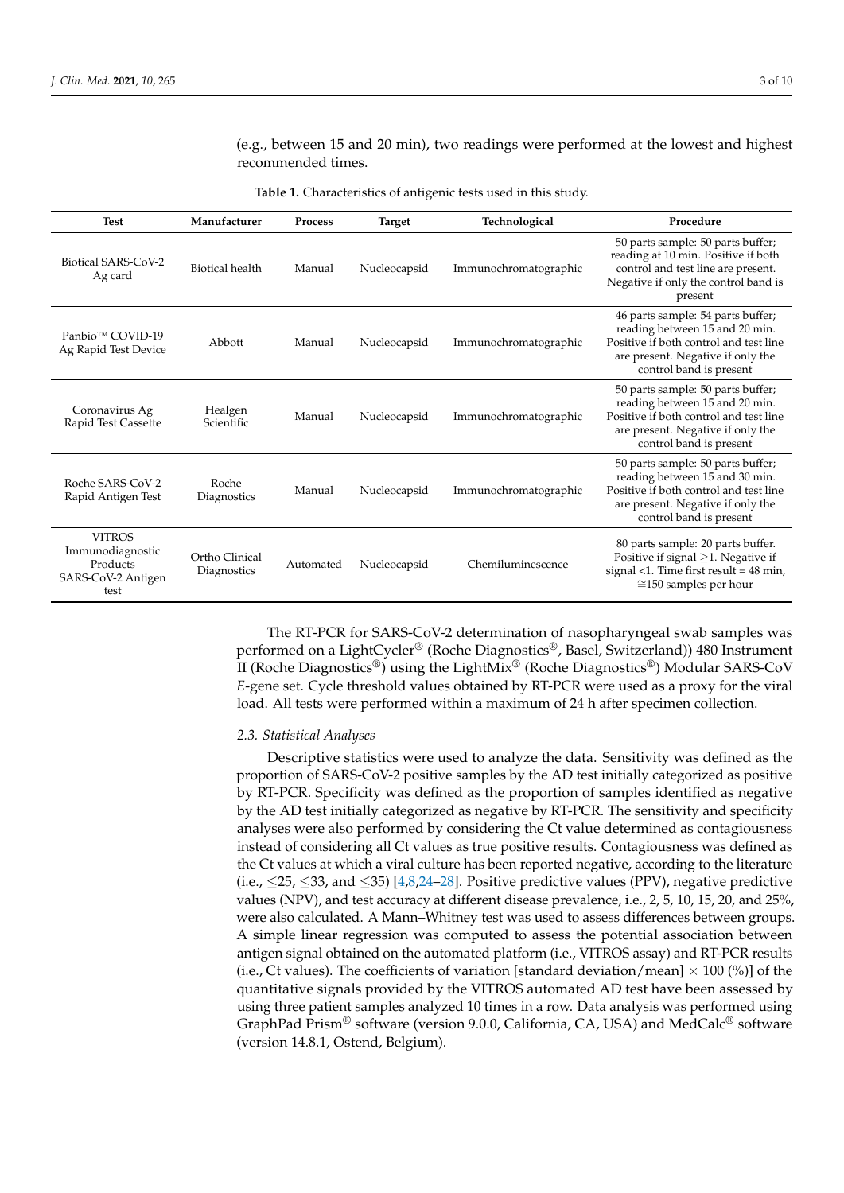(e.g., between 15 and 20 min), two readings were performed at the lowest and highest recommended times.

**Table 1.** Characteristics of antigenic tests used in this study.

| Test | Manufacturer | Process | Target | Technological | Procedure |
|---|---|---|---|---|---|
| Biotical SARS-CoV-2 Ag card | Biotical health | Manual | Nucleocapsid | Immunochromatographic | 50 parts sample: 50 parts buffer; reading at 10 min. Positive if both control and test line are present. Negative if only the control band is present |
| Panbio™ COVID-19 Ag Rapid Test Device | Abbott | Manual | Nucleocapsid | Immunochromatographic | 46 parts sample: 54 parts buffer; reading between 15 and 20 min. Positive if both control and test line are present. Negative if only the control band is present |
| Coronavirus Ag Rapid Test Cassette | Healgen Scientific | Manual | Nucleocapsid | Immunochromatographic | 50 parts sample: 50 parts buffer; reading between 15 and 20 min. Positive if both control and test line are present. Negative if only the control band is present |
| Roche SARS-CoV-2 Rapid Antigen Test | Roche Diagnostics | Manual | Nucleocapsid | Immunochromatographic | 50 parts sample: 50 parts buffer; reading between 15 and 30 min. Positive if both control and test line are present. Negative if only the control band is present |
| VITROS Immunodiagnostic Products SARS-CoV-2 Antigen test | Ortho Clinical Diagnostics | Automated | Nucleocapsid | Chemiluminescence | 80 parts sample: 20 parts buffer. Positive if signal ≥1. Negative if signal <1. Time first result = 48 min, ≅150 samples per hour |

The RT-PCR for SARS-CoV-2 determination of nasopharyngeal swab samples was performed on a LightCycler® (Roche Diagnostics®, Basel, Switzerland)) 480 Instrument II (Roche Diagnostics®) using the LightMix® (Roche Diagnostics®) Modular SARS-CoV *E*-gene set. Cycle threshold values obtained by RT-PCR were used as a proxy for the viral load. All tests were performed within a maximum of 24 h after specimen collection.

### 2.3. Statistical Analyses

Descriptive statistics were used to analyze the data. Sensitivity was defined as the proportion of SARS-CoV-2 positive samples by the AD test initially categorized as positive by RT-PCR. Specificity was defined as the proportion of samples identified as negative by the AD test initially categorized as negative by RT-PCR. The sensitivity and specificity analyses were also performed by considering the Ct value determined as contagiousness instead of considering all Ct values as true positive results. Contagiousness was defined as the Ct values at which a viral culture has been reported negative, according to the literature (i.e., ≤25, ≤33, and ≤35) [4,8,24–28]. Positive predictive values (PPV), negative predictive values (NPV), and test accuracy at different disease prevalence, i.e., 2, 5, 10, 15, 20, and 25%, were also calculated. A Mann–Whitney test was used to assess differences between groups. A simple linear regression was computed to assess the potential association between antigen signal obtained on the automated platform (i.e., VITROS assay) and RT-PCR results (i.e., Ct values). The coefficients of variation [standard deviation/mean] $\times$ 100 (%)] of the quantitative signals provided by the VITROS automated AD test have been assessed by using three patient samples analyzed 10 times in a row. Data analysis was performed using GraphPad Prism® software (version 9.0.0, California, CA, USA) and MedCalc® software (version 14.8.1, Ostend, Belgium).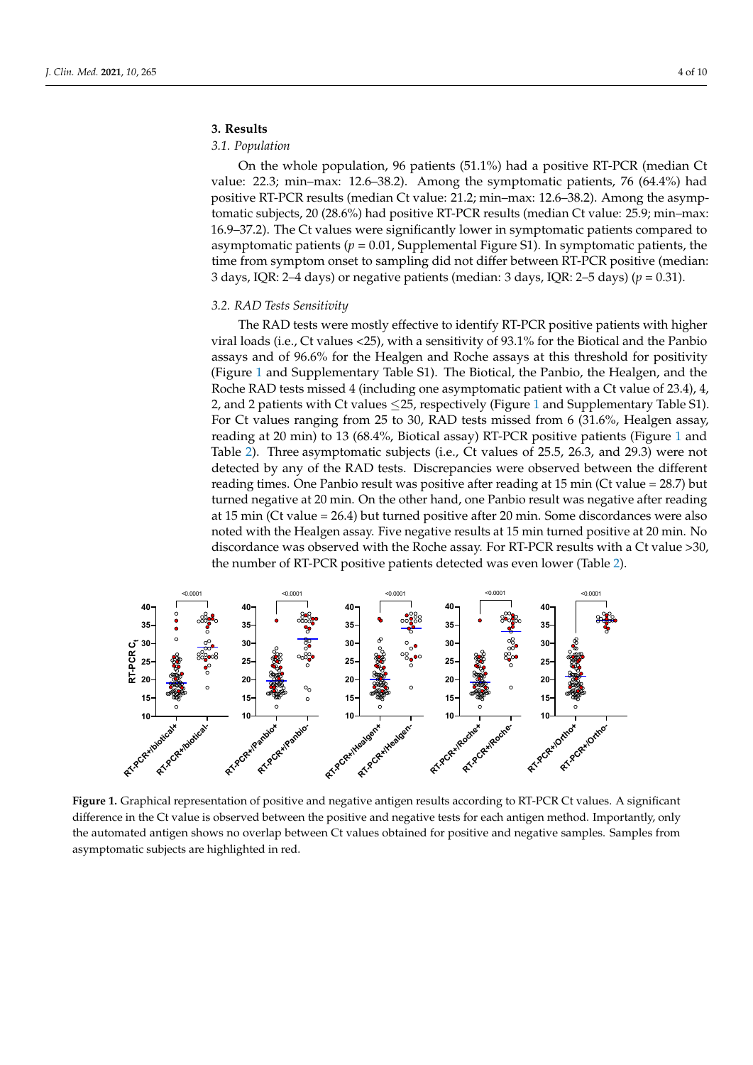## 3. Results

### 3.1. Population

On the whole population, 96 patients (51.1%) had a positive RT-PCR (median Ct value: 22.3; min–max: 12.6–38.2). Among the symptomatic patients, 76 (64.4%) had positive RT-PCR results (median Ct value: 21.2; min–max: 12.6–38.2). Among the asymptomatic subjects, 20 (28.6%) had positive RT-PCR results (median Ct value: 25.9; min–max: 16.9–37.2). The Ct values were significantly lower in symptomatic patients compared to asymptomatic patients ($p = 0.01$, Supplemental Figure S1). In symptomatic patients, the time from symptom onset to sampling did not differ between RT-PCR positive (median: 3 days, IQR: 2–4 days) or negative patients (median: 3 days, IQR: 2–5 days) ($p = 0.31$).

### 3.2. RAD Tests Sensitivity

The RAD tests were mostly effective to identify RT-PCR positive patients with higher viral loads (i.e., Ct values <25), with a sensitivity of 93.1% for the Biotical and the Panbio assays and of 96.6% for the Healgen and Roche assays at this threshold for positivity (Figure 1 and Supplementary Table S1). The Biotical, the Panbio, the Healgen, and the Roche RAD tests missed 4 (including one asymptomatic patient with a Ct value of 23.4), 4, 2, and 2 patients with Ct values ≤25, respectively (Figure 1 and Supplementary Table S1). For Ct values ranging from 25 to 30, RAD tests missed from 6 (31.6%, Healgen assay, reading at 20 min) to 13 (68.4%, Biotical assay) RT-PCR positive patients (Figure 1 and Table 2). Three asymptomatic subjects (i.e., Ct values of 25.5, 26.3, and 29.3) were not detected by any of the RAD tests. Discrepancies were observed between the different reading times. One Panbio result was positive after reading at 15 min (Ct value = 28.7) but turned negative at 20 min. On the other hand, one Panbio result was negative after reading at 15 min (Ct value = 26.4) but turned positive after 20 min. Some discordances were also noted with the Healgen assay. Five negative results at 15 min turned positive at 20 min. No discordance was observed with the Roche assay. For RT-PCR results with a Ct value >30, the number of RT-PCR positive patients detected was even lower (Table 2).

**Figure 1.** Graphical representation of positive and negative antigen results according to RT-PCR Ct values. A significant difference in the Ct value is observed between the positive and negative tests for each antigen method. Importantly, only the automated antigen shows no overlap between Ct values obtained for positive and negative samples. Samples from asymptomatic subjects are highlighted in red.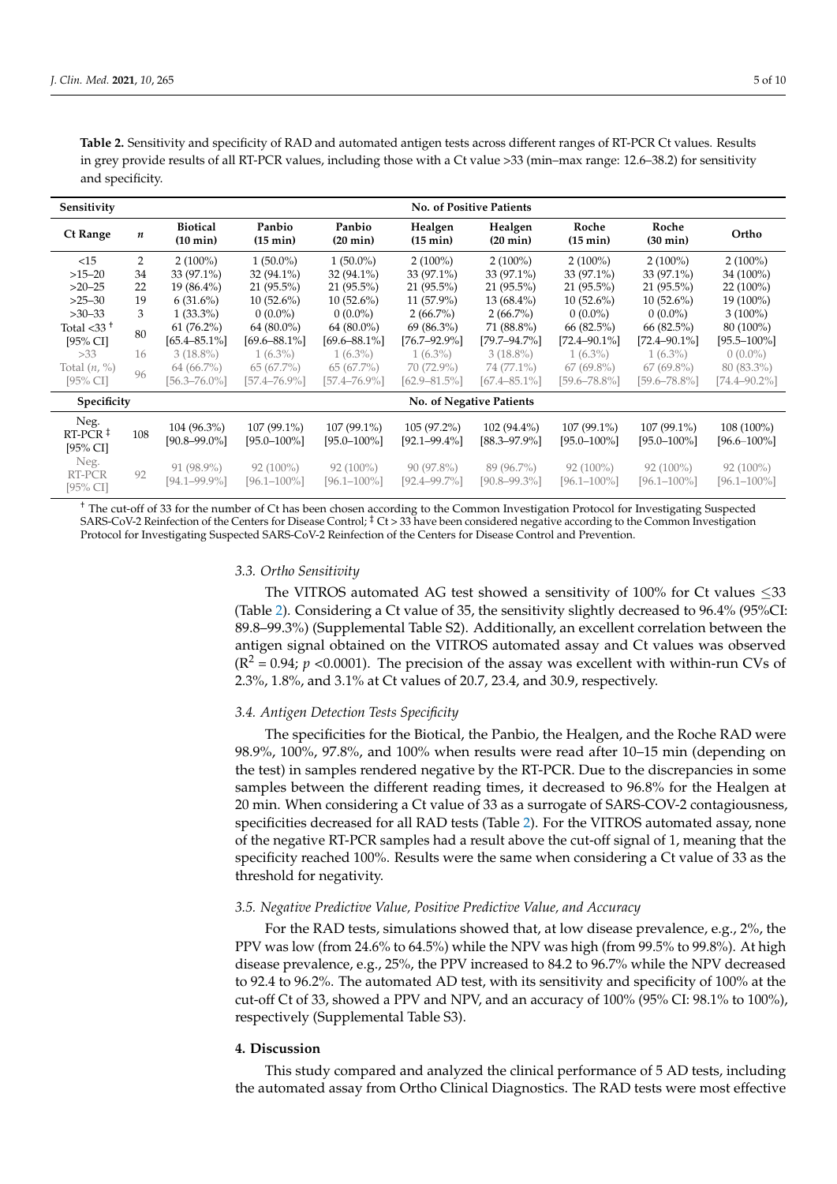**Table 2.** Sensitivity and specificity of RAD and automated antigen tests across different ranges of RT-PCR Ct values. Results in grey provide results of all RT-PCR values, including those with a Ct value >33 (min–max range: 12.6–38.2) for sensitivity and specificity.

| Sensitivity | | No. of Positive Patients | | | | | | | |
|---|---|---|---|---|---|---|---|---|---|
| **Ct Range** | ***n*** | **Biotical (10 min)** | **Panbio (15 min)** | **Panbio (20 min)** | **Healgen (15 min)** | **Healgen (20 min)** | **Roche (15 min)** | **Roche (30 min)** | **Ortho** |
| <15 | 2 | 2 (100%) | 1 (50.0%) | 1 (50.0%) | 2 (100%) | 2 (100%) | 2 (100%) | 2 (100%) | 2 (100%) |
| >15–20 | 34 | 33 (97.1%) | 32 (94.1%) | 32 (94.1%) | 33 (97.1%) | 33 (97.1%) | 33 (97.1%) | 33 (97.1%) | 34 (100%) |
| >20–25 | 22 | 19 (86.4%) | 21 (95.5%) | 21 (95.5%) | 21 (95.5%) | 21 (95.5%) | 21 (95.5%) | 21 (95.5%) | 22 (100%) |
| >25–30 | 19 | 6 (31.6%) | 10 (52.6%) | 10 (52.6%) | 11 (57.9%) | 13 (68.4%) | 10 (52.6%) | 10 (52.6%) | 19 (100%) |
| >30–33 | 3 | 1 (33.3%) | 0 (0.0%) | 0 (0.0%) | 2 (66.7%) | 2 (66.7%) | 0 (0.0%) | 0 (0.0%) | 3 (100%) |
| Total <33 [†] [95% CI] | 80 | 61 (76.2%) [65.4–85.1%] | 64 (80.0%) [69.6–88.1%] | 64 (80.0%) [69.6–88.1%] | 69 (86.3%) [76.7–92.9%] | 71 (88.8%) [79.7–94.7%] | 66 (82.5%) [72.4–90.1%] | 66 (82.5%) [72.4–90.1%] | 80 (100%) [95.5–100%] |
| >33 | 16 | 3 (18.8%) | 1 (6.3%) | 1 (6.3%) | 1 (6.3%) | 3 (18.8%) | 1 (6.3%) | 1 (6.3%) | 0 (0.0%) |
| Total (*n*, %) [95% CI] | 96 | 64 (66.7%) [56.3–76.0%] | 65 (67.7%) [57.4–76.9%] | 65 (67.7%) [57.4–76.9%] | 70 (72.9%) [62.9–81.5%] | 74 (77.1%) [67.4–85.1%] | 67 (69.8%) [59.6–78.8%] | 67 (69.8%) [59.6–78.8%] | 80 (83.3%) [74.4–90.2%] |
| **Specificity** | | **No. of Negative Patients** | | | | | | | |
| Neg. RT-PCR [‡] [95% CI] | 108 | 104 (96.3%) [90.8–99.0%] | 107 (99.1%) [95.0–100%] | 107 (99.1%) [95.0–100%] | 105 (97.2%) [92.1–99.4%] | 102 (94.4%) [88.3–97.9%] | 107 (99.1%) [95.0–100%] | 107 (99.1%) [95.0–100%] | 108 (100%) [96.6–100%] |
| Neg. RT-PCR [95% CI] | 92 | 91 (98.9%) [94.1–99.9%] | 92 (100%) [96.1–100%] | 92 (100%) [96.1–100%] | 90 (97.8%) [92.4–99.7%] | 89 (96.7%) [90.8–99.3%] | 92 (100%) [96.1–100%] | 92 (100%) [96.1–100%] | 92 (100%) [96.1–100%] |

[†] The cut-off of 33 for the number of Ct has been chosen according to the Common Investigation Protocol for Investigating Suspected SARS-CoV-2 Reinfection of the Centers for Disease Control; [‡] Ct > 33 have been considered negative according to the Common Investigation Protocol for Investigating Suspected SARS-CoV-2 Reinfection of the Centers for Disease Control and Prevention.

### *3.3. Ortho Sensitivity*

The VITROS automated AG test showed a sensitivity of 100% for Ct values ≤33 (Table 2). Considering a Ct value of 35, the sensitivity slightly decreased to 96.4% (95%CI: 89.8–99.3%) (Supplemental Table S2). Additionally, an excellent correlation between the antigen signal obtained on the VITROS automated assay and Ct values was observed ($R^2$ = 0.94; $p$ <0.0001). The precision of the assay was excellent with within-run CVs of 2.3%, 1.8%, and 3.1% at Ct values of 20.7, 23.4, and 30.9, respectively.

### *3.4. Antigen Detection Tests Specificity*

The specificities for the Biotical, the Panbio, the Healgen, and the Roche RAD were 98.9%, 100%, 97.8%, and 100% when results were read after 10–15 min (depending on the test) in samples rendered negative by the RT-PCR. Due to the discrepancies in some samples between the different reading times, it decreased to 96.8% for the Healgen at 20 min. When considering a Ct value of 33 as a surrogate of SARS-COV-2 contagiousness, specificities decreased for all RAD tests (Table 2). For the VITROS automated assay, none of the negative RT-PCR samples had a result above the cut-off signal of 1, meaning that the specificity reached 100%. Results were the same when considering a Ct value of 33 as the threshold for negativity.

### *3.5. Negative Predictive Value, Positive Predictive Value, and Accuracy*

For the RAD tests, simulations showed that, at low disease prevalence, e.g., 2%, the PPV was low (from 24.6% to 64.5%) while the NPV was high (from 99.5% to 99.8%). At high disease prevalence, e.g., 25%, the PPV increased to 84.2 to 96.7% while the NPV decreased to 92.4 to 96.2%. The automated AD test, with its sensitivity and specificity of 100% at the cut-off Ct of 33, showed a PPV and NPV, and an accuracy of 100% (95% CI: 98.1% to 100%), respectively (Supplemental Table S3).

## **4. Discussion**

This study compared and analyzed the clinical performance of 5 AD tests, including the automated assay from Ortho Clinical Diagnostics. The RAD tests were most effective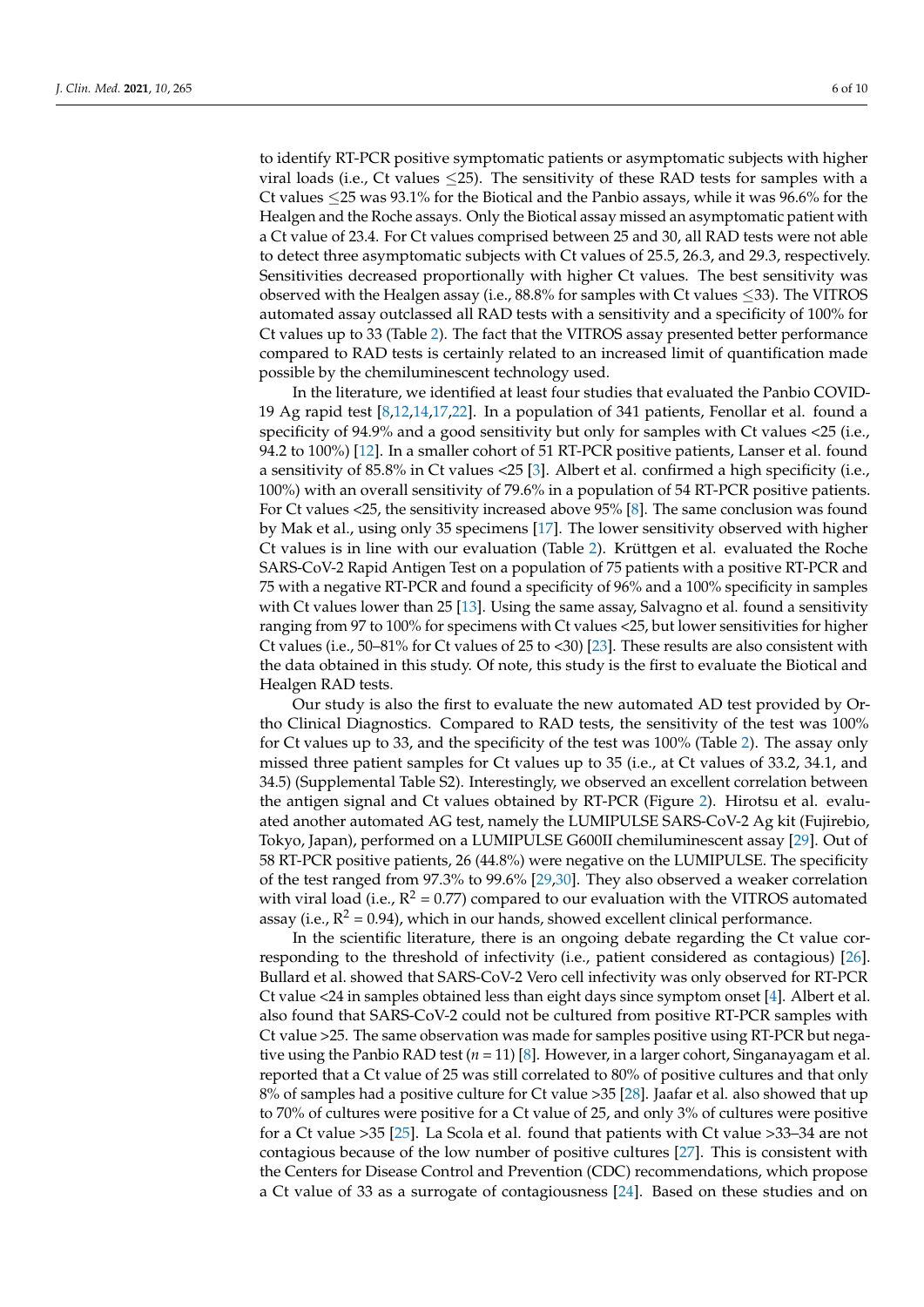to identify RT-PCR positive symptomatic patients or asymptomatic subjects with higher viral loads (i.e., Ct values ≤25). The sensitivity of these RAD tests for samples with a Ct values ≤25 was 93.1% for the Biotical and the Panbio assays, while it was 96.6% for the Healgen and the Roche assays. Only the Biotical assay missed an asymptomatic patient with a Ct value of 23.4. For Ct values comprised between 25 and 30, all RAD tests were not able to detect three asymptomatic subjects with Ct values of 25.5, 26.3, and 29.3, respectively. Sensitivities decreased proportionally with higher Ct values. The best sensitivity was observed with the Healgen assay (i.e., 88.8% for samples with Ct values ≤33). The VITROS automated assay outclassed all RAD tests with a sensitivity and a specificity of 100% for Ct values up to 33 (Table 2). The fact that the VITROS assay presented better performance compared to RAD tests is certainly related to an increased limit of quantification made possible by the chemiluminescent technology used.

In the literature, we identified at least four studies that evaluated the Panbio COVID-19 Ag rapid test [8,12,14,17,22]. In a population of 341 patients, Fenollar et al. found a specificity of 94.9% and a good sensitivity but only for samples with Ct values <25 (i.e., 94.2 to 100%) [12]. In a smaller cohort of 51 RT-PCR positive patients, Lanser et al. found a sensitivity of 85.8% in Ct values <25 [3]. Albert et al. confirmed a high specificity (i.e., 100%) with an overall sensitivity of 79.6% in a population of 54 RT-PCR positive patients. For Ct values <25, the sensitivity increased above 95% [8]. The same conclusion was found by Mak et al., using only 35 specimens [17]. The lower sensitivity observed with higher Ct values is in line with our evaluation (Table 2). Krüttgen et al. evaluated the Roche SARS-CoV-2 Rapid Antigen Test on a population of 75 patients with a positive RT-PCR and 75 with a negative RT-PCR and found a specificity of 96% and a 100% specificity in samples with Ct values lower than 25 [13]. Using the same assay, Salvagno et al. found a sensitivity ranging from 97 to 100% for specimens with Ct values <25, but lower sensitivities for higher Ct values (i.e., 50–81% for Ct values of 25 to <30) [23]. These results are also consistent with the data obtained in this study. Of note, this study is the first to evaluate the Biotical and Healgen RAD tests.

Our study is also the first to evaluate the new automated AD test provided by Ortho Clinical Diagnostics. Compared to RAD tests, the sensitivity of the test was 100% for Ct values up to 33, and the specificity of the test was 100% (Table 2). The assay only missed three patient samples for Ct values up to 35 (i.e., at Ct values of 33.2, 34.1, and 34.5) (Supplemental Table S2). Interestingly, we observed an excellent correlation between the antigen signal and Ct values obtained by RT-PCR (Figure 2). Hirotsu et al. evaluated another automated AG test, namely the LUMIPULSE SARS-CoV-2 Ag kit (Fujirebio, Tokyo, Japan), performed on a LUMIPULSE G600II chemiluminescent assay [29]. Out of 58 RT-PCR positive patients, 26 (44.8%) were negative on the LUMIPULSE. The specificity of the test ranged from 97.3% to 99.6% [29,30]. They also observed a weaker correlation with viral load (i.e., $R^2 = 0.77$) compared to our evaluation with the VITROS automated assay (i.e., $R^2 = 0.94$), which in our hands, showed excellent clinical performance.

In the scientific literature, there is an ongoing debate regarding the Ct value corresponding to the threshold of infectivity (i.e., patient considered as contagious) [26]. Bullard et al. showed that SARS-CoV-2 Vero cell infectivity was only observed for RT-PCR Ct value <24 in samples obtained less than eight days since symptom onset [4]. Albert et al. also found that SARS-CoV-2 could not be cultured from positive RT-PCR samples with Ct value >25. The same observation was made for samples positive using RT-PCR but negative using the Panbio RAD test ($n = 11$) [8]. However, in a larger cohort, Singanayagam et al. reported that a Ct value of 25 was still correlated to 80% of positive cultures and that only 8% of samples had a positive culture for Ct value >35 [28]. Jaafar et al. also showed that up to 70% of cultures were positive for a Ct value of 25, and only 3% of cultures were positive for a Ct value >35 [25]. La Scola et al. found that patients with Ct value >33–34 are not contagious because of the low number of positive cultures [27]. This is consistent with the Centers for Disease Control and Prevention (CDC) recommendations, which propose a Ct value of 33 as a surrogate of contagiousness [24]. Based on these studies and on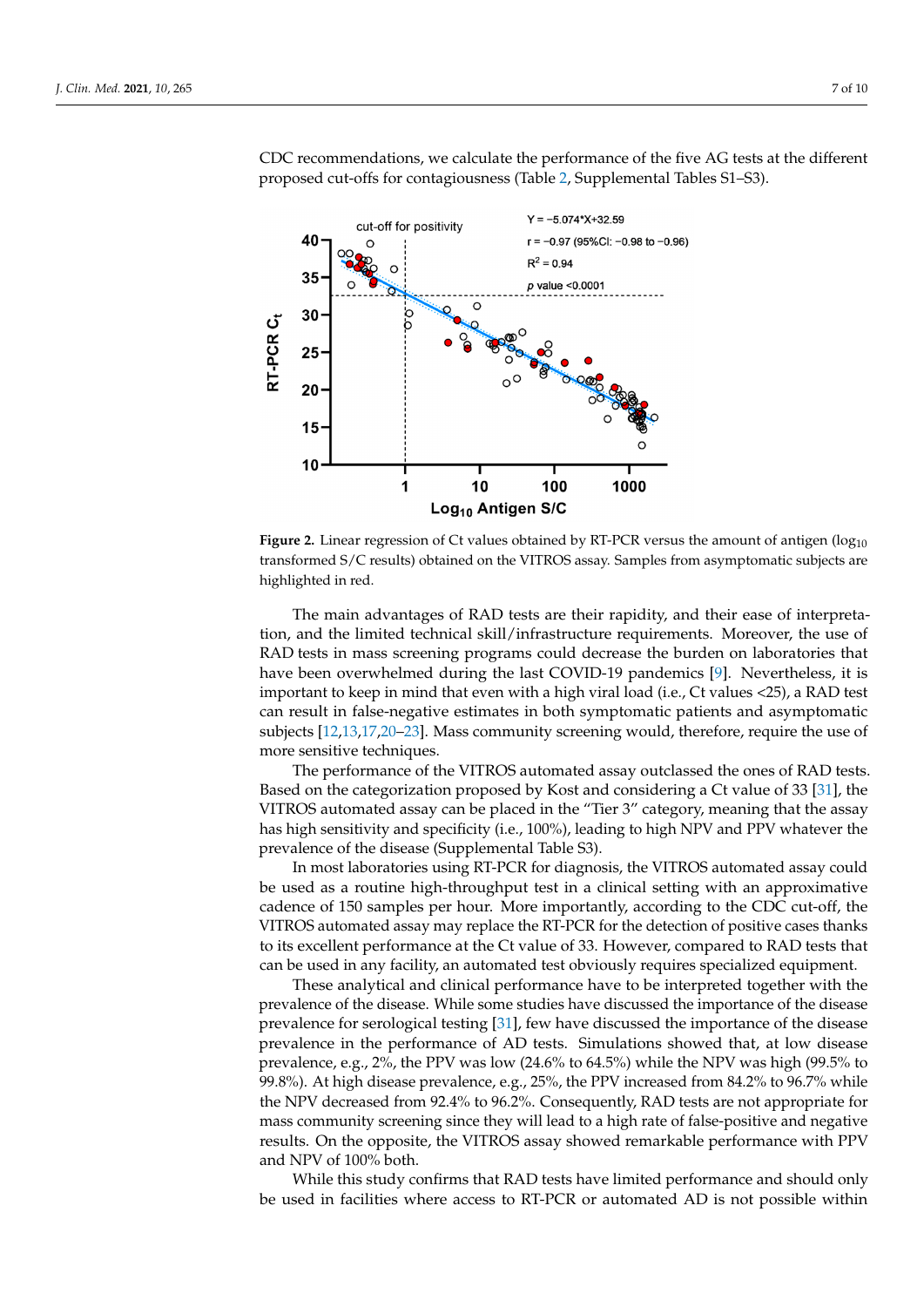CDC recommendations, we calculate the performance of the five AG tests at the different proposed cut-offs for contagiousness (Table 2, Supplemental Tables S1–S3).

**Figure 2.** Linear regression of Ct values obtained by RT-PCR versus the amount of antigen ($\log_{10}$ transformed S/C results) obtained on the VITROS assay. Samples from asymptomatic subjects are highlighted in red.

The main advantages of RAD tests are their rapidity, and their ease of interpretation, and the limited technical skill/infrastructure requirements. Moreover, the use of RAD tests in mass screening programs could decrease the burden on laboratories that have been overwhelmed during the last COVID-19 pandemics [9]. Nevertheless, it is important to keep in mind that even with a high viral load (i.e., Ct values <25), a RAD test can result in false-negative estimates in both symptomatic patients and asymptomatic subjects [12,13,17,20–23]. Mass community screening would, therefore, require the use of more sensitive techniques.

The performance of the VITROS automated assay outclassed the ones of RAD tests. Based on the categorization proposed by Kost and considering a Ct value of 33 [31], the VITROS automated assay can be placed in the "Tier 3" category, meaning that the assay has high sensitivity and specificity (i.e., 100%), leading to high NPV and PPV whatever the prevalence of the disease (Supplemental Table S3).

In most laboratories using RT-PCR for diagnosis, the VITROS automated assay could be used as a routine high-throughput test in a clinical setting with an approximative cadence of 150 samples per hour. More importantly, according to the CDC cut-off, the VITROS automated assay may replace the RT-PCR for the detection of positive cases thanks to its excellent performance at the Ct value of 33. However, compared to RAD tests that can be used in any facility, an automated test obviously requires specialized equipment.

These analytical and clinical performance have to be interpreted together with the prevalence of the disease. While some studies have discussed the importance of the disease prevalence for serological testing [31], few have discussed the importance of the disease prevalence in the performance of AD tests. Simulations showed that, at low disease prevalence, e.g., 2%, the PPV was low (24.6% to 64.5%) while the NPV was high (99.5% to 99.8%). At high disease prevalence, e.g., 25%, the PPV increased from 84.2% to 96.7% while the NPV decreased from 92.4% to 96.2%. Consequently, RAD tests are not appropriate for mass community screening since they will lead to a high rate of false-positive and negative results. On the opposite, the VITROS assay showed remarkable performance with PPV and NPV of 100% both.

While this study confirms that RAD tests have limited performance and should only be used in facilities where access to RT-PCR or automated AD is not possible within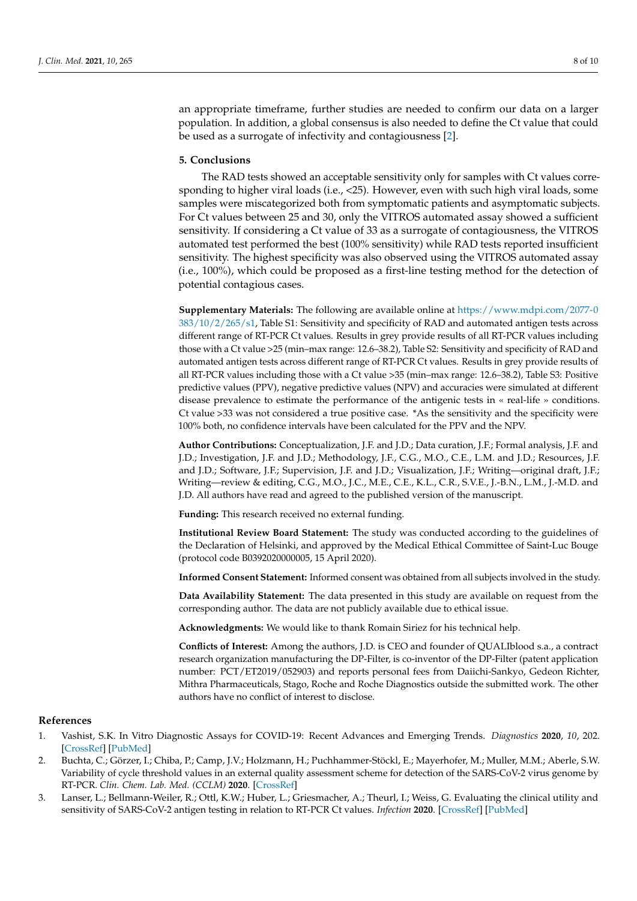an appropriate timeframe, further studies are needed to confirm our data on a larger population. In addition, a global consensus is also needed to define the Ct value that could be used as a surrogate of infectivity and contagiousness [2].

## 5. Conclusions

The RAD tests showed an acceptable sensitivity only for samples with Ct values corresponding to higher viral loads (i.e., <25). However, even with such high viral loads, some samples were miscategorized both from symptomatic patients and asymptomatic subjects. For Ct values between 25 and 30, only the VITROS automated assay showed a sufficient sensitivity. If considering a Ct value of 33 as a surrogate of contagiousness, the VITROS automated test performed the best (100% sensitivity) while RAD tests reported insufficient sensitivity. The highest specificity was also observed using the VITROS automated assay (i.e., 100%), which could be proposed as a first-line testing method for the detection of potential contagious cases.

**Supplementary Materials:** The following are available online at https://www.mdpi.com/2077-0383/10/2/265/s1, Table S1: Sensitivity and specificity of RAD and automated antigen tests across different range of RT-PCR Ct values. Results in grey provide results of all RT-PCR values including those with a Ct value >25 (min–max range: 12.6–38.2), Table S2: Sensitivity and specificity of RAD and automated antigen tests across different range of RT-PCR Ct values. Results in grey provide results of all RT-PCR values including those with a Ct value >35 (min–max range: 12.6–38.2), Table S3: Positive predictive values (PPV), negative predictive values (NPV) and accuracies were simulated at different disease prevalence to estimate the performance of the antigenic tests in « real-life » conditions. Ct value >33 was not considered a true positive case. *As the sensitivity and the specificity were 100% both, no confidence intervals have been calculated for the PPV and the NPV.

**Author Contributions:** Conceptualization, J.F. and J.D.; Data curation, J.F.; Formal analysis, J.F. and J.D.; Investigation, J.F. and J.D.; Methodology, J.F., C.G., M.O., C.E., L.M. and J.D.; Resources, J.F. and J.D.; Software, J.F.; Supervision, J.F. and J.D.; Visualization, J.F.; Writing—original draft, J.F.; Writing—review & editing, C.G., M.O., J.C., M.E., C.E., K.L., C.R., S.V.E., J.-B.N., L.M., J.-M.D. and J.D. All authors have read and agreed to the published version of the manuscript.

**Funding:** This research received no external funding.

**Institutional Review Board Statement:** The study was conducted according to the guidelines of the Declaration of Helsinki, and approved by the Medical Ethical Committee of Saint-Luc Bouge (protocol code B0392020000005, 15 April 2020).

**Informed Consent Statement:** Informed consent was obtained from all subjects involved in the study.

**Data Availability Statement:** The data presented in this study are available on request from the corresponding author. The data are not publicly available due to ethical issue.

**Acknowledgments:** We would like to thank Romain Siriez for his technical help.

**Conflicts of Interest:** Among the authors, J.D. is CEO and founder of QUALIblood s.a., a contract research organization manufacturing the DP-Filter, is co-inventor of the DP-Filter (patent application number: PCT/ET2019/052903) and reports personal fees from Daiichi-Sankyo, Gedeon Richter, Mithra Pharmaceuticals, Stago, Roche and Roche Diagnostics outside the submitted work. The other authors have no conflict of interest to disclose.

## References

1. Vashist, S.K. In Vitro Diagnostic Assays for COVID-19: Recent Advances and Emerging Trends. *Diagnostics* **2020**, *10*, 202. [CrossRef] [PubMed]
2. Buchta, C.; Görzer, I.; Chiba, P.; Camp, J.V.; Holzmann, H.; Puchhammer-Stöckl, E.; Mayerhofer, M.; Muller, M.M.; Aberle, S.W. Variability of cycle threshold values in an external quality assessment scheme for detection of the SARS-CoV-2 virus genome by RT-PCR. *Clin. Chem. Lab. Med. (CCLM)* **2020**. [CrossRef]
3. Lanser, L.; Bellmann-Weiler, R.; Ottl, K.W.; Huber, L.; Griesmacher, A.; Theurl, I.; Weiss, G. Evaluating the clinical utility and sensitivity of SARS-CoV-2 antigen testing in relation to RT-PCR Ct values. *Infection* **2020**. [CrossRef] [PubMed]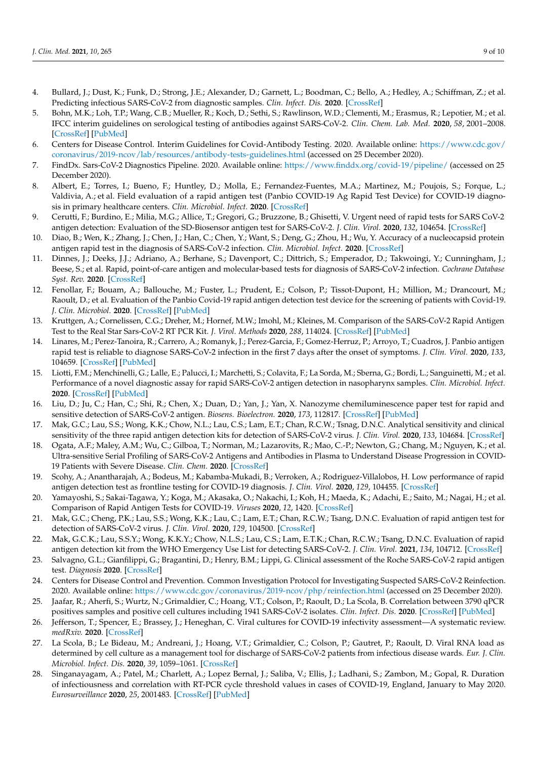4. Bullard, J.; Dust, K.; Funk, D.; Strong, J.E.; Alexander, D.; Garnett, L.; Boodman, C.; Bello, A.; Hedley, A.; Schiffman, Z.; et al. Predicting infectious SARS-CoV-2 from diagnostic samples. *Clin. Infect. Dis.* **2020**. [CrossRef]
5. Bohn, M.K.; Loh, T.P.; Wang, C.B.; Mueller, R.; Koch, D.; Sethi, S.; Rawlinson, W.D.; Clementi, M.; Erasmus, R.; Lepotier, M.; et al. IFCC interim guidelines on serological testing of antibodies against SARS-CoV-2. *Clin. Chem. Lab. Med.* **2020**, *58*, 2001–2008. [CrossRef] [PubMed]
6. Centers for Disease Control. Interim Guidelines for Covid-Antibody Testing. 2020. Available online: https://www.cdc.gov/coronavirus/2019-ncov/lab/resources/antibody-tests-guidelines.html (accessed on 25 December 2020).
7. FindDx. Sars-CoV-2 Diagnostics Pipeline. 2020. Available online: https://www.finddx.org/covid-19/pipeline/ (accessed on 25 December 2020).
8. Albert, E.; Torres, I.; Bueno, F.; Huntley, D.; Molla, E.; Fernandez-Fuentes, M.A.; Martinez, M.; Poujois, S.; Forque, L.; Valdivia, A.; et al. Field evaluation of a rapid antigen test (Panbio COVID-19 Ag Rapid Test Device) for COVID-19 diagnosis in primary healthcare centers. *Clin. Microbiol. Infect.* **2020**. [CrossRef]
9. Cerutti, F.; Burdino, E.; Milia, M.G.; Allice, T.; Gregori, G.; Bruzzone, B.; Ghisetti, V. Urgent need of rapid tests for SARS CoV-2 antigen detection: Evaluation of the SD-Biosensor antigen test for SARS-CoV-2. *J. Clin. Virol.* **2020**, *132*, 104654. [CrossRef]
10. Diao, B.; Wen, K.; Zhang, J.; Chen, J.; Han, C.; Chen, Y.; Want, S.; Deng, G.; Zhou, H.; Wu, Y. Accuracy of a nucleocapsid protein antigen rapid test in the diagnosis of SARS-CoV-2 infection. *Clin. Microbiol. Infect.* **2020**. [CrossRef]
11. Dinnes, J.; Deeks, J.J.; Adriano, A.; Berhane, S.; Davenport, C.; Dittrich, S.; Emperador, D.; Takwoingi, Y.; Cunningham, J.; Beese, S.; et al. Rapid, point-of-care antigen and molecular-based tests for diagnosis of SARS-CoV-2 infection. *Cochrane Database Syst. Rev.* **2020**. [CrossRef]
12. Fenollar, F.; Bouam, A.; Ballouche, M.; Fuster, L.; Prudent, E.; Colson, P.; Tissot-Dupont, H.; Million, M.; Drancourt, M.; Raoult, D.; et al. Evaluation of the Panbio Covid-19 rapid antigen detection test device for the screening of patients with Covid-19. *J. Clin. Microbiol.* **2020**. [CrossRef] [PubMed]
13. Kruttgen, A.; Cornelissen, C.G.; Dreher, M.; Hornef, M.W.; Imohl, M.; Kleines, M. Comparison of the SARS-CoV-2 Rapid Antigen Test to the Real Star Sars-CoV-2 RT PCR Kit. *J. Virol. Methods* **2020**, *288*, 114024. [CrossRef] [PubMed]
14. Linares, M.; Perez-Tanoira, R.; Carrero, A.; Romanyk, J.; Perez-Garcia, F.; Gomez-Herruz, P.; Arroyo, T.; Cuadros, J. Panbio antigen rapid test is reliable to diagnose SARS-CoV-2 infection in the first 7 days after the onset of symptoms. *J. Clin. Virol.* **2020**, *133*, 104659. [CrossRef] [PubMed]
15. Liotti, F.M.; Menchinelli, G.; Lalle, E.; Palucci, I.; Marchetti, S.; Colavita, F.; La Sorda, M.; Sberna, G.; Bordi, L.; Sanguinetti, M.; et al. Performance of a novel diagnostic assay for rapid SARS-CoV-2 antigen detection in nasopharynx samples. *Clin. Microbiol. Infect.* **2020**. [CrossRef] [PubMed]
16. Liu, D.; Ju, C.; Han, C.; Shi, R.; Chen, X.; Duan, D.; Yan, J.; Yan, X. Nanozyme chemiluminescence paper test for rapid and sensitive detection of SARS-CoV-2 antigen. *Biosens. Bioelectron.* **2020**, *173*, 112817. [CrossRef] [PubMed]
17. Mak, G.C.; Lau, S.S.; Wong, K.K.; Chow, N.L.; Lau, C.S.; Lam, E.T.; Chan, R.C.W.; Tsnag, D.N.C. Analytical sensitivity and clinical sensitivity of the three rapid antigen detection kits for detection of SARS-CoV-2 virus. *J. Clin. Virol.* **2020**, *133*, 104684. [CrossRef]
18. Ogata, A.F.; Maley, A.M.; Wu, C.; Gilboa, T.; Norman, M.; Lazarovits, R.; Mao, C.-P.; Newton, G.; Chang, M.; Nguyen, K.; et al. Ultra-sensitive Serial Profiling of SARS-CoV-2 Antigens and Antibodies in Plasma to Understand Disease Progression in COVID-19 Patients with Severe Disease. *Clin. Chem.* **2020**. [CrossRef]
19. Scohy, A.; Anantharajah, A.; Bodeus, M.; Kabamba-Mukadi, B.; Verroken, A.; Rodriguez-Villalobos, H. Low performance of rapid antigen detection test as frontline testing for COVID-19 diagnosis. *J. Clin. Virol.* **2020**, *129*, 104455. [CrossRef]
20. Yamayoshi, S.; Sakai-Tagawa, Y.; Koga, M.; Akasaka, O.; Nakachi, I.; Koh, H.; Maeda, K.; Adachi, E.; Saito, M.; Nagai, H.; et al. Comparison of Rapid Antigen Tests for COVID-19. *Viruses* **2020**, *12*, 1420. [CrossRef]
21. Mak, G.C.; Cheng, P.K.; Lau, S.S.; Wong, K.K.; Lau, C.; Lam, E.T.; Chan, R.C.W.; Tsang, D.N.C. Evaluation of rapid antigen test for detection of SARS-CoV-2 virus. *J. Clin. Virol.* **2020**, *129*, 104500. [CrossRef]
22. Mak, G.C.K.; Lau, S.S.Y.; Wong, K.K.Y.; Chow, N.L.S.; Lau, C.S.; Lam, E.T.K.; Chan, R.C.W.; Tsang, D.N.C. Evaluation of rapid antigen detection kit from the WHO Emergency Use List for detecting SARS-CoV-2. *J. Clin. Virol.* **2021**, *134*, 104712. [CrossRef]
23. Salvagno, G.L.; Gianfilippi, G.; Bragantini, D.; Henry, B.M.; Lippi, G. Clinical assessment of the Roche SARS-CoV-2 rapid antigen test. *Diagnosis* **2020**. [CrossRef]
24. Centers for Disease Control and Prevention. Common Investigation Protocol for Investigating Suspected SARS-CoV-2 Reinfection. 2020. Available online: https://www.cdc.gov/coronavirus/2019-ncov/php/reinfection.html (accessed on 25 December 2020).
25. Jaafar, R.; Aherfi, S.; Wurtz, N.; Grimaldier, C.; Hoang, V.T.; Colson, P.; Raoult, D.; La Scola, B. Correlation between 3790 qPCR positives samples and positive cell cultures including 1941 SARS-CoV-2 isolates. *Clin. Infect. Dis.* **2020**. [CrossRef] [PubMed]
26. Jefferson, T.; Spencer, E.; Brassey, J.; Heneghan, C. Viral cultures for COVID-19 infectivity assessment—A systematic review. *medRxiv.* **2020**. [CrossRef]
27. La Scola, B.; Le Bideau, M.; Andreani, J.; Hoang, V.T.; Grimaldier, C.; Colson, P.; Gautret, P.; Raoult, D. Viral RNA load as determined by cell culture as a management tool for discharge of SARS-CoV-2 patients from infectious disease wards. *Eur. J. Clin. Microbiol. Infect. Dis.* **2020**, *39*, 1059–1061. [CrossRef]
28. Singanayagam, A.; Patel, M.; Charlett, A.; Lopez Bernal, J.; Saliba, V.; Ellis, J.; Ladhani, S.; Zambon, M.; Gopal, R. Duration of infectiousness and correlation with RT-PCR cycle threshold values in cases of COVID-19, England, January to May 2020. *Eurosurveillance* **2020**, *25*, 2001483. [CrossRef] [PubMed]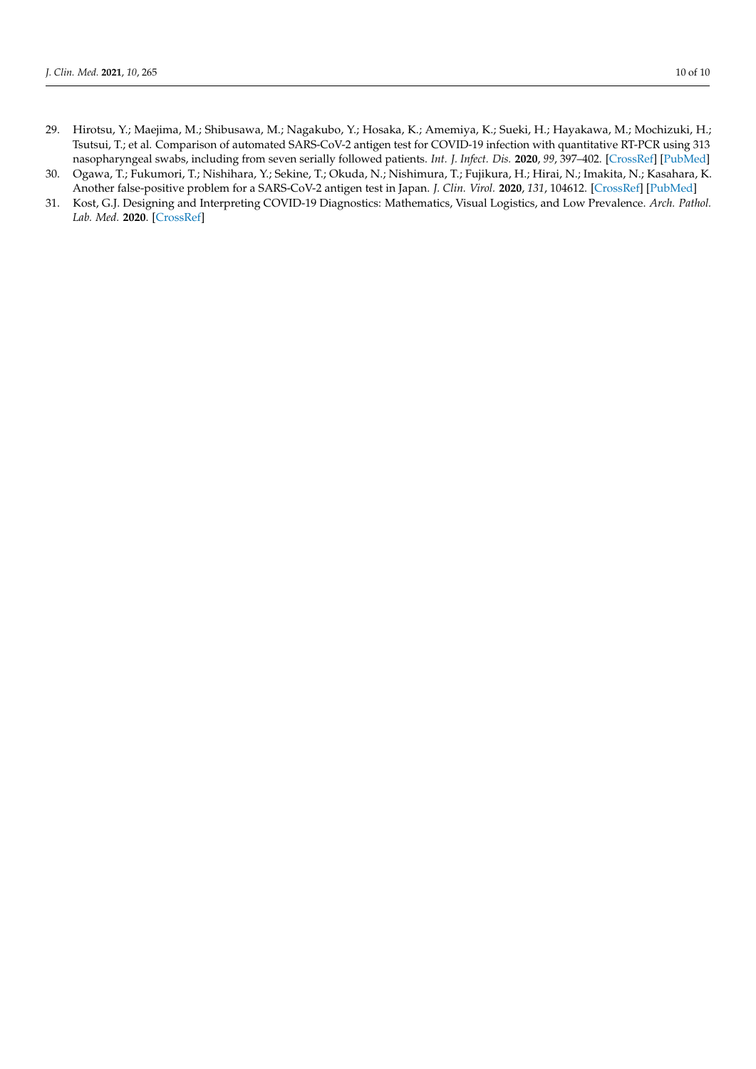29. Hirotsu, Y.; Maejima, M.; Shibusawa, M.; Nagakubo, Y.; Hosaka, K.; Amemiya, K.; Sueki, H.; Hayakawa, M.; Mochizuki, H.; Tsutsui, T.; et al. Comparison of automated SARS-CoV-2 antigen test for COVID-19 infection with quantitative RT-PCR using 313 nasopharyngeal swabs, including from seven serially followed patients. *Int. J. Infect. Dis.* **2020**, *99*, 397–402. [CrossRef] [PubMed]
30. Ogawa, T.; Fukumori, T.; Nishihara, Y.; Sekine, T.; Okuda, N.; Nishimura, T.; Fujikura, H.; Hirai, N.; Imakita, N.; Kasahara, K. Another false-positive problem for a SARS-CoV-2 antigen test in Japan. *J. Clin. Virol.* **2020**, *131*, 104612. [CrossRef] [PubMed]
31. Kost, G.J. Designing and Interpreting COVID-19 Diagnostics: Mathematics, Visual Logistics, and Low Prevalence. *Arch. Pathol. Lab. Med.* **2020**. [CrossRef]